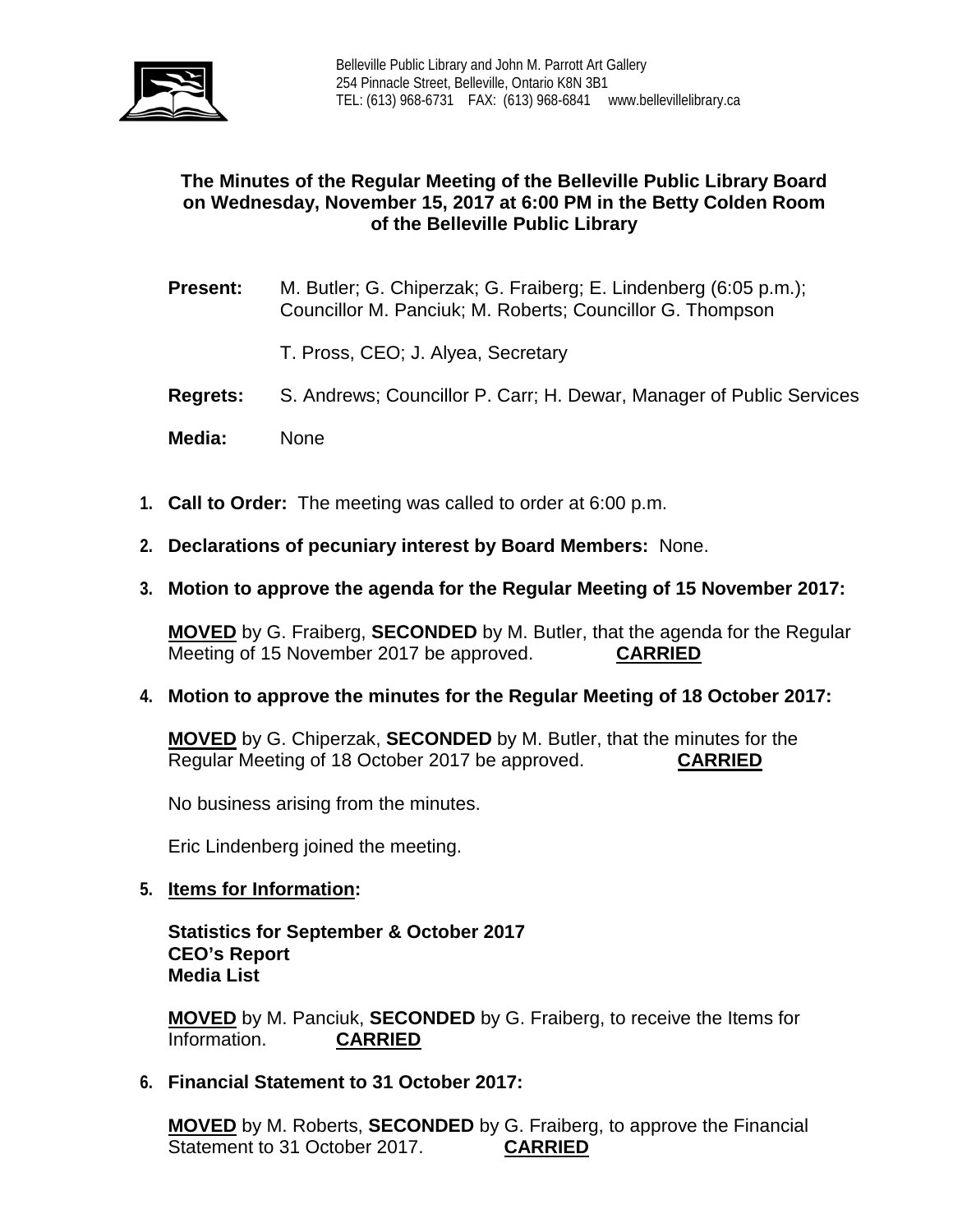Belleville Public Library and John M. Parrott Art Gallery
254 Pinnacle Street, Belleville, Ontario K8N 3B1
TEL: (613) 968-6731 FAX: (613) 968-6841 www.bellevillelibrary.ca

## The Minutes of the Regular Meeting of the Belleville Public Library Board on Wednesday, November 15, 2017 at 6:00 PM in the Betty Colden Room of the Belleville Public Library

**Present:** M. Butler; G. Chiperzak; G. Fraiberg; E. Lindenberg (6:05 p.m.); Councillor M. Panciuk; M. Roberts; Councillor G. Thompson

T. Pross, CEO; J. Alyea, Secretary

**Regrets:** S. Andrews; Councillor P. Carr; H. Dewar, Manager of Public Services

**Media:** None

1. **Call to Order:** The meeting was called to order at 6:00 p.m.

2. **Declarations of pecuniary interest by Board Members:** None.

3. **Motion to approve the agenda for the Regular Meeting of 15 November 2017:**

   **MOVED** by G. Fraiberg, **SECONDED** by M. Butler, that the agenda for the Regular Meeting of 15 November 2017 be approved. **CARRIED**

4. **Motion to approve the minutes for the Regular Meeting of 18 October 2017:**

   **MOVED** by G. Chiperzak, **SECONDED** by M. Butler, that the minutes for the Regular Meeting of 18 October 2017 be approved. **CARRIED**

   No business arising from the minutes.

   Eric Lindenberg joined the meeting.

5. **Items for Information:**

   **Statistics for September & October 2017**
   **CEO's Report**
   **Media List**

   **MOVED** by M. Panciuk, **SECONDED** by G. Fraiberg, to receive the Items for Information. **CARRIED**

6. **Financial Statement to 31 October 2017:**

   **MOVED** by M. Roberts, **SECONDED** by G. Fraiberg, to approve the Financial Statement to 31 October 2017. **CARRIED**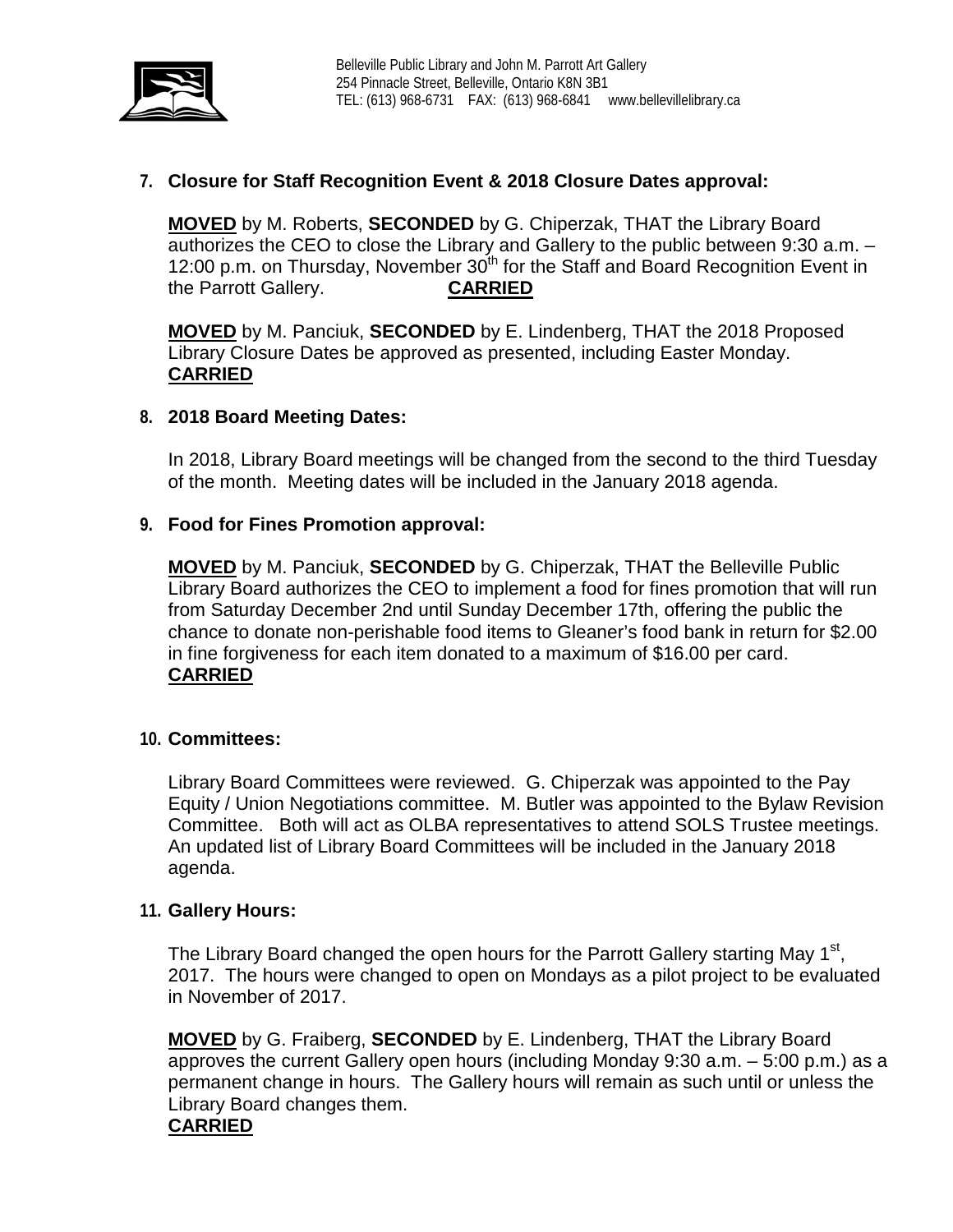### 7. Closure for Staff Recognition Event & 2018 Closure Dates approval:

**MOVED** by M. Roberts, **SECONDED** by G. Chiperzak, THAT the Library Board authorizes the CEO to close the Library and Gallery to the public between 9:30 a.m. – 12:00 p.m. on Thursday, November 30th for the Staff and Board Recognition Event in the Parrott Gallery. **CARRIED**

**MOVED** by M. Panciuk, **SECONDED** by E. Lindenberg, THAT the 2018 Proposed Library Closure Dates be approved as presented, including Easter Monday. **CARRIED**

### 8. 2018 Board Meeting Dates:

In 2018, Library Board meetings will be changed from the second to the third Tuesday of the month. Meeting dates will be included in the January 2018 agenda.

### 9. Food for Fines Promotion approval:

**MOVED** by M. Panciuk, **SECONDED** by G. Chiperzak, THAT the Belleville Public Library Board authorizes the CEO to implement a food for fines promotion that will run from Saturday December 2nd until Sunday December 17th, offering the public the chance to donate non-perishable food items to Gleaner's food bank in return for $2.00 in fine forgiveness for each item donated to a maximum of $16.00 per card. **CARRIED**

### 10. Committees:

Library Board Committees were reviewed. G. Chiperzak was appointed to the Pay Equity / Union Negotiations committee. M. Butler was appointed to the Bylaw Revision Committee. Both will act as OLBA representatives to attend SOLS Trustee meetings. An updated list of Library Board Committees will be included in the January 2018 agenda.

### 11. Gallery Hours:

The Library Board changed the open hours for the Parrott Gallery starting May 1st, 2017. The hours were changed to open on Mondays as a pilot project to be evaluated in November of 2017.

**MOVED** by G. Fraiberg, **SECONDED** by E. Lindenberg, THAT the Library Board approves the current Gallery open hours (including Monday 9:30 a.m. – 5:00 p.m.) as a permanent change in hours. The Gallery hours will remain as such until or unless the Library Board changes them.
**CARRIED**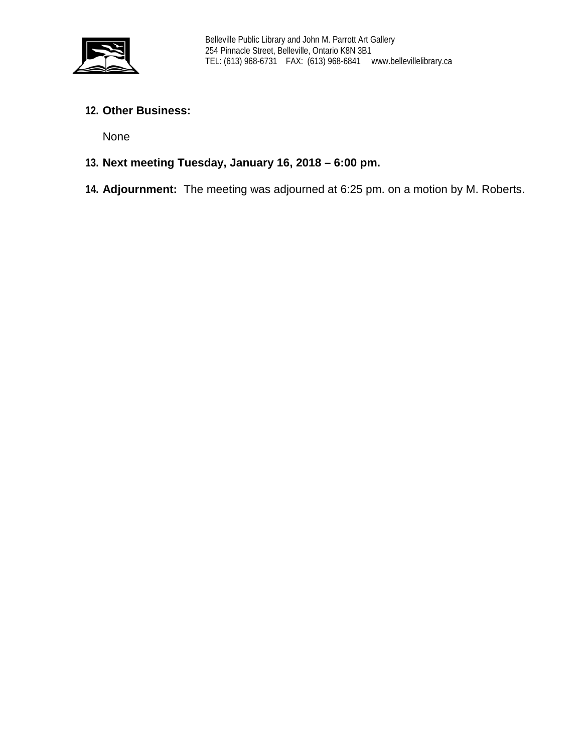Belleville Public Library and John M. Parrott Art Gallery
254 Pinnacle Street, Belleville, Ontario K8N 3B1
TEL: (613) 968-6731 FAX: (613) 968-6841 www.bellevillelibrary.ca

**12. Other Business:**

None

**13. Next meeting Tuesday, January 16, 2018 – 6:00 pm.**

**14. Adjournment:** The meeting was adjourned at 6:25 pm. on a motion by M. Roberts.